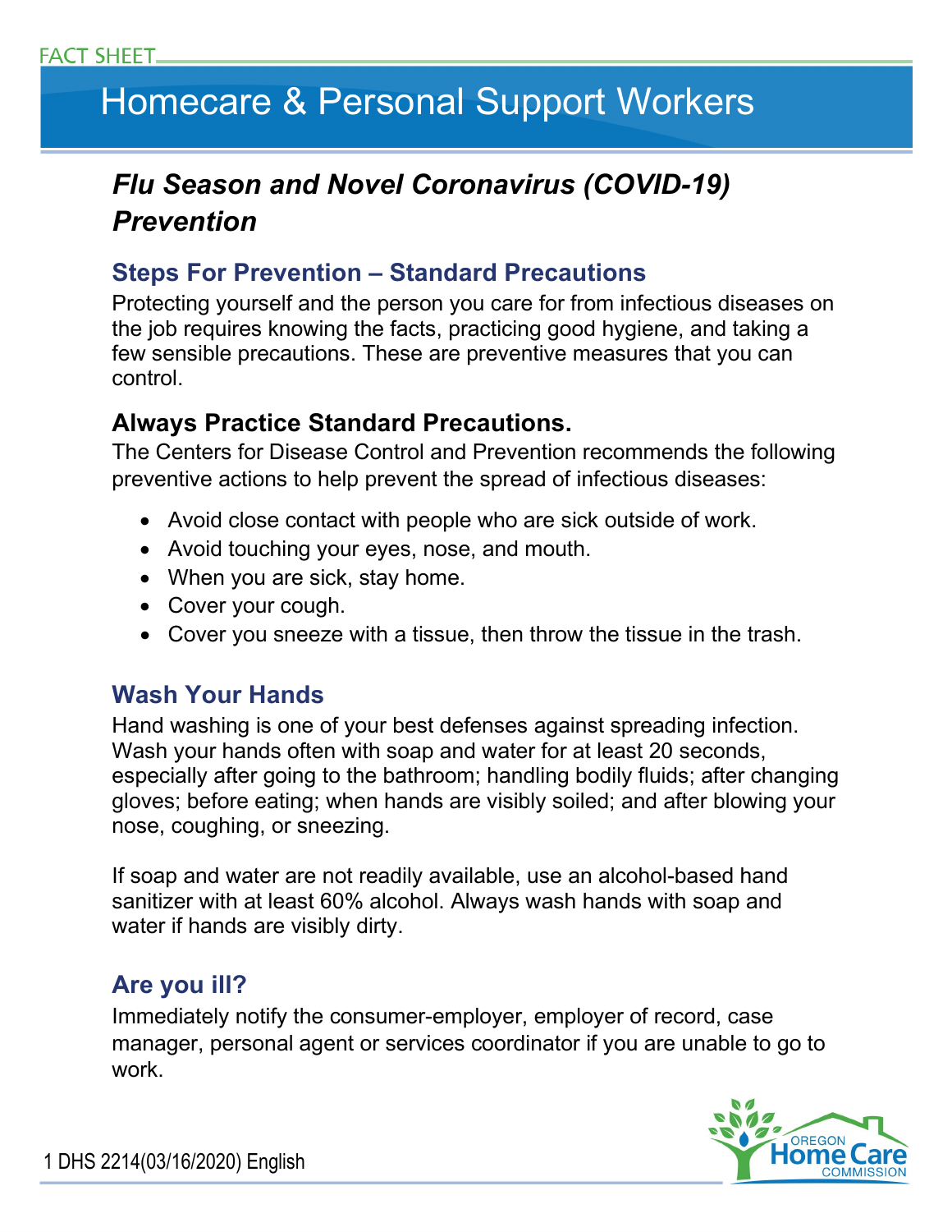FACT SHEET

# Homecare & Personal Support Workers

## *Flu Season and Novel Coronavirus (COVID-19) Prevention*

### Steps For Prevention – Standard Precautions

Protecting yourself and the person you care for from infectious diseases on the job requires knowing the facts, practicing good hygiene, and taking a few sensible precautions. These are preventive measures that you can control.

### Always Practice Standard Precautions.

The Centers for Disease Control and Prevention recommends the following preventive actions to help prevent the spread of infectious diseases:

- Avoid close contact with people who are sick outside of work.
- Avoid touching your eyes, nose, and mouth.
- When you are sick, stay home.
- Cover your cough.
- Cover you sneeze with a tissue, then throw the tissue in the trash.

### Wash Your Hands

Hand washing is one of your best defenses against spreading infection. Wash your hands often with soap and water for at least 20 seconds, especially after going to the bathroom; handling bodily fluids; after changing gloves; before eating; when hands are visibly soiled; and after blowing your nose, coughing, or sneezing.

If soap and water are not readily available, use an alcohol-based hand sanitizer with at least 60% alcohol. Always wash hands with soap and water if hands are visibly dirty.

### Are you ill?

Immediately notify the consumer-employer, employer of record, case manager, personal agent or services coordinator if you are unable to go to work.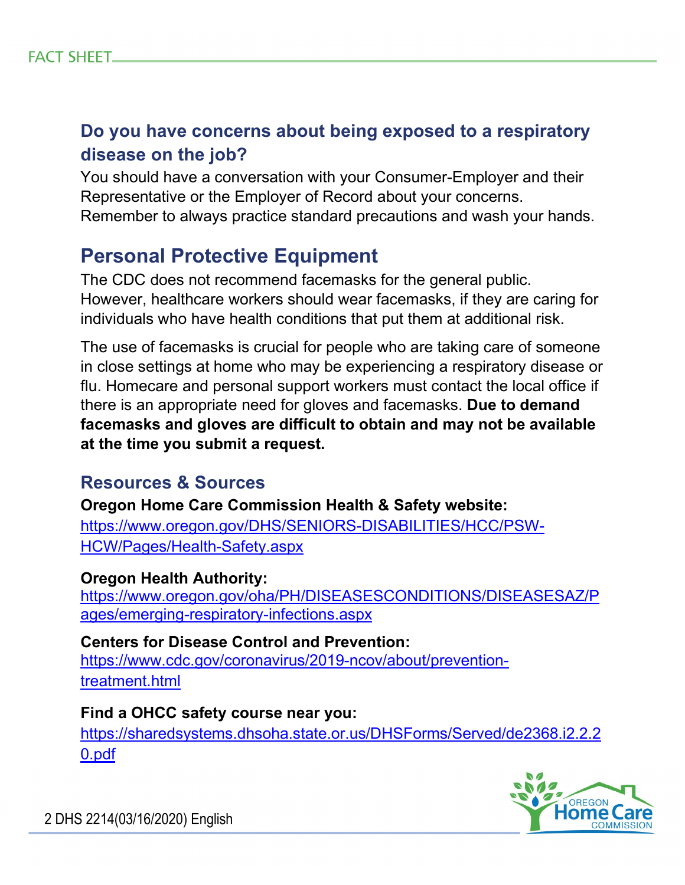## Do you have concerns about being exposed to a respiratory disease on the job?

You should have a conversation with your Consumer-Employer and their Representative or the Employer of Record about your concerns. Remember to always practice standard precautions and wash your hands.

# Personal Protective Equipment

The CDC does not recommend facemasks for the general public. However, healthcare workers should wear facemasks, if they are caring for individuals who have health conditions that put them at additional risk.

The use of facemasks is crucial for people who are taking care of someone in close settings at home who may be experiencing a respiratory disease or flu. Homecare and personal support workers must contact the local office if there is an appropriate need for gloves and facemasks. **Due to demand facemasks and gloves are difficult to obtain and may not be available at the time you submit a request.**

## Resources & Sources

**Oregon Home Care Commission Health & Safety website:**
https://www.oregon.gov/DHS/SENIORS-DISABILITIES/HCC/PSW-HCW/Pages/Health-Safety.aspx

**Oregon Health Authority:**
https://www.oregon.gov/oha/PH/DISEASESCONDITIONS/DISEASESAZ/Pages/emerging-respiratory-infections.aspx

**Centers for Disease Control and Prevention:**
https://www.cdc.gov/coronavirus/2019-ncov/about/prevention-treatment.html

**Find a OHCC safety course near you:**
https://sharedsystems.dhsoha.state.or.us/DHSForms/Served/de2368.i2.2.20.pdf

DHS 2214(03/16/2020) English